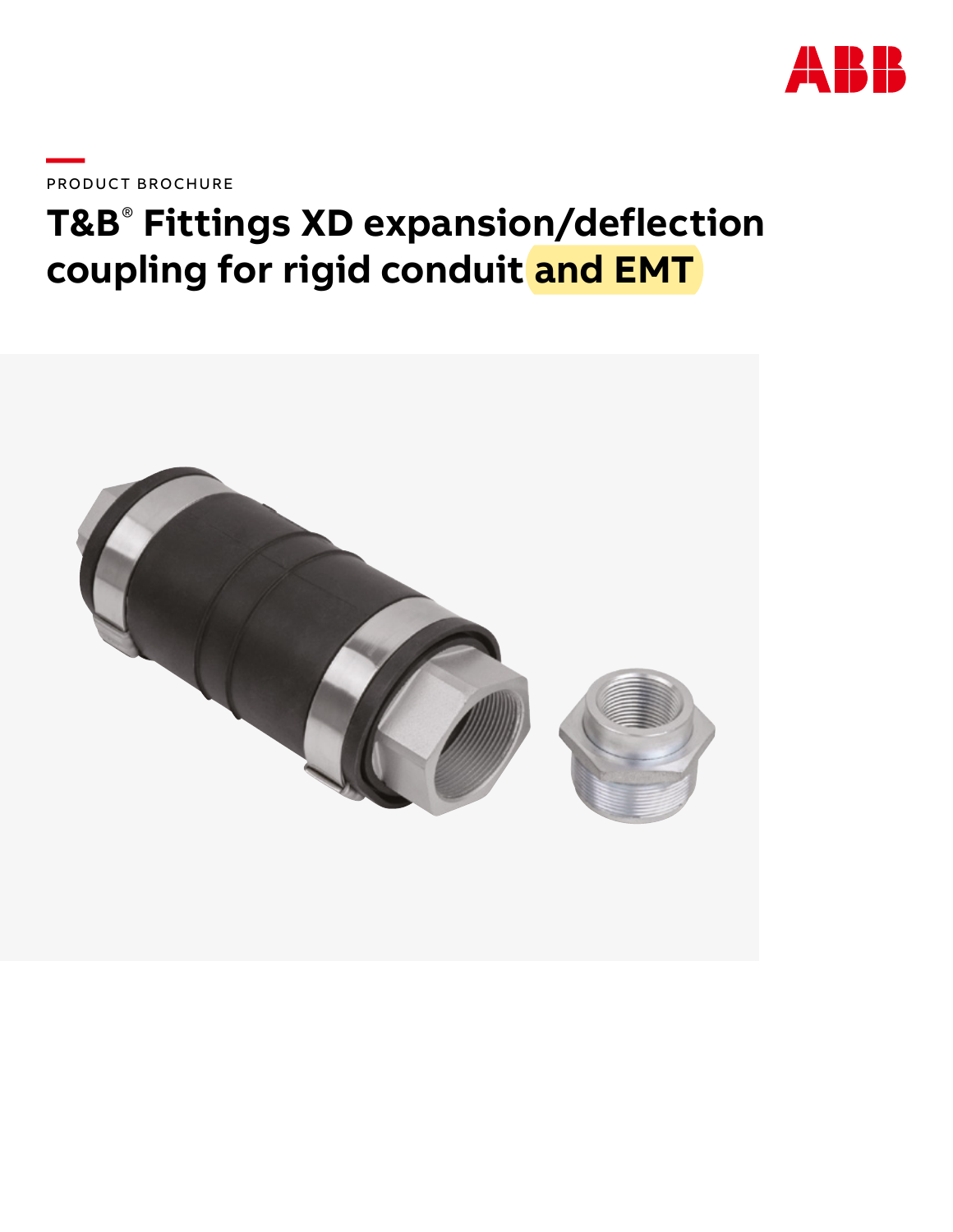PRODUCT BROCHURE

# T&B® Fittings XD expansion/deflection coupling for rigid conduit and EMT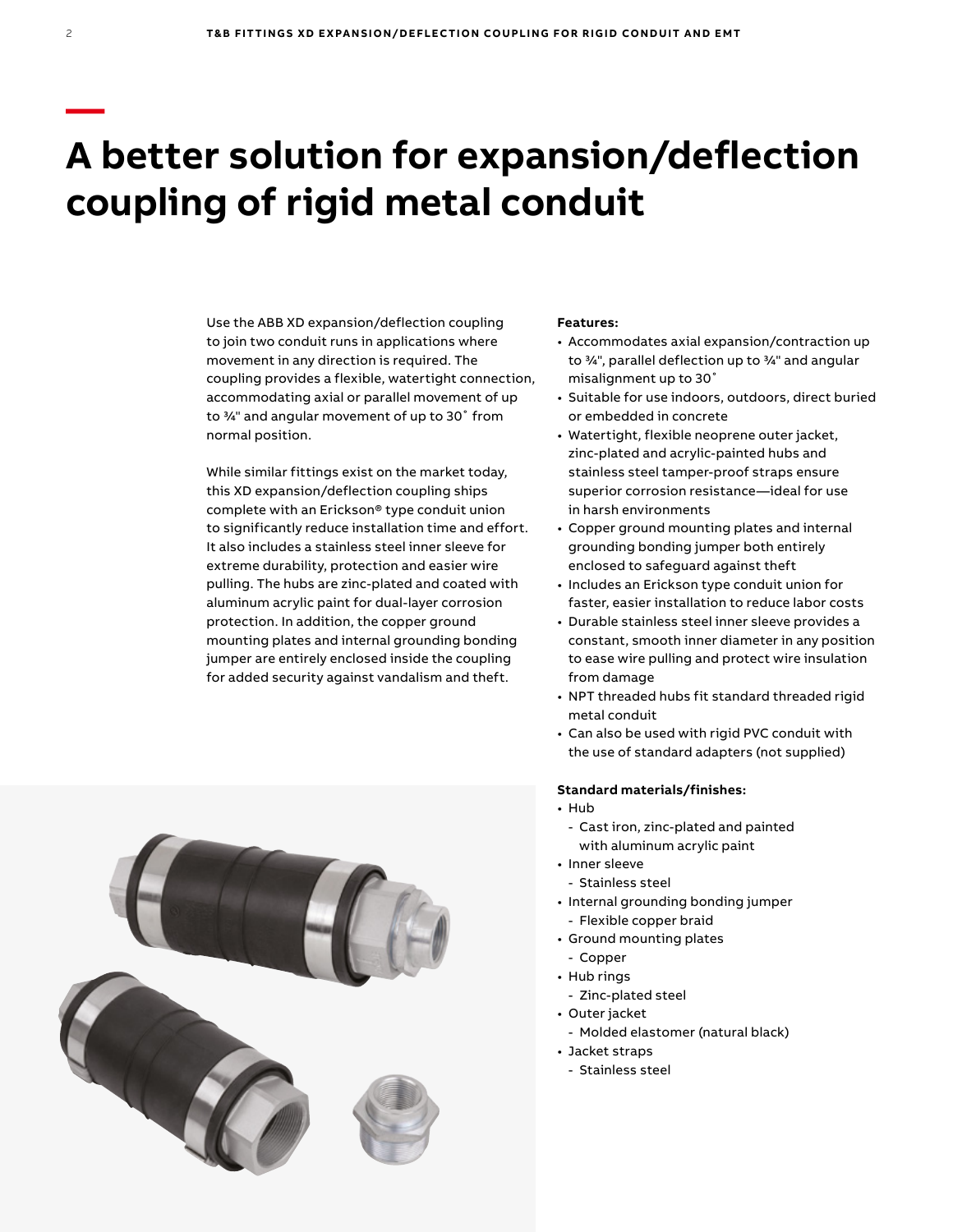# A better solution for expansion/deflection coupling of rigid metal conduit

Use the ABB XD expansion/deflection coupling to join two conduit runs in applications where movement in any direction is required. The coupling provides a flexible, watertight connection, accommodating axial or parallel movement of up to ¾" and angular movement of up to 30˚ from normal position.

While similar fittings exist on the market today, this XD expansion/deflection coupling ships complete with an Erickson® type conduit union to significantly reduce installation time and effort. It also includes a stainless steel inner sleeve for extreme durability, protection and easier wire pulling. The hubs are zinc-plated and coated with aluminum acrylic paint for dual-layer corrosion protection. In addition, the copper ground mounting plates and internal grounding bonding jumper are entirely enclosed inside the coupling for added security against vandalism and theft.

**Features:**

- Accommodates axial expansion/contraction up to ¾", parallel deflection up to ¾" and angular misalignment up to 30˚
- Suitable for use indoors, outdoors, direct buried or embedded in concrete
- Watertight, flexible neoprene outer jacket, zinc-plated and acrylic-painted hubs and stainless steel tamper-proof straps ensure superior corrosion resistance—ideal for use in harsh environments
- Copper ground mounting plates and internal grounding bonding jumper both entirely enclosed to safeguard against theft
- Includes an Erickson type conduit union for faster, easier installation to reduce labor costs
- Durable stainless steel inner sleeve provides a constant, smooth inner diameter in any position to ease wire pulling and protect wire insulation from damage
- NPT threaded hubs fit standard threaded rigid metal conduit
- Can also be used with rigid PVC conduit with the use of standard adapters (not supplied)

**Standard materials/finishes:**

- Hub
  - Cast iron, zinc-plated and painted with aluminum acrylic paint
- Inner sleeve
  - Stainless steel
- Internal grounding bonding jumper
  - Flexible copper braid
- Ground mounting plates
  - Copper
- Hub rings
  - Zinc-plated steel
- Outer jacket
  - Molded elastomer (natural black)
- Jacket straps
  - Stainless steel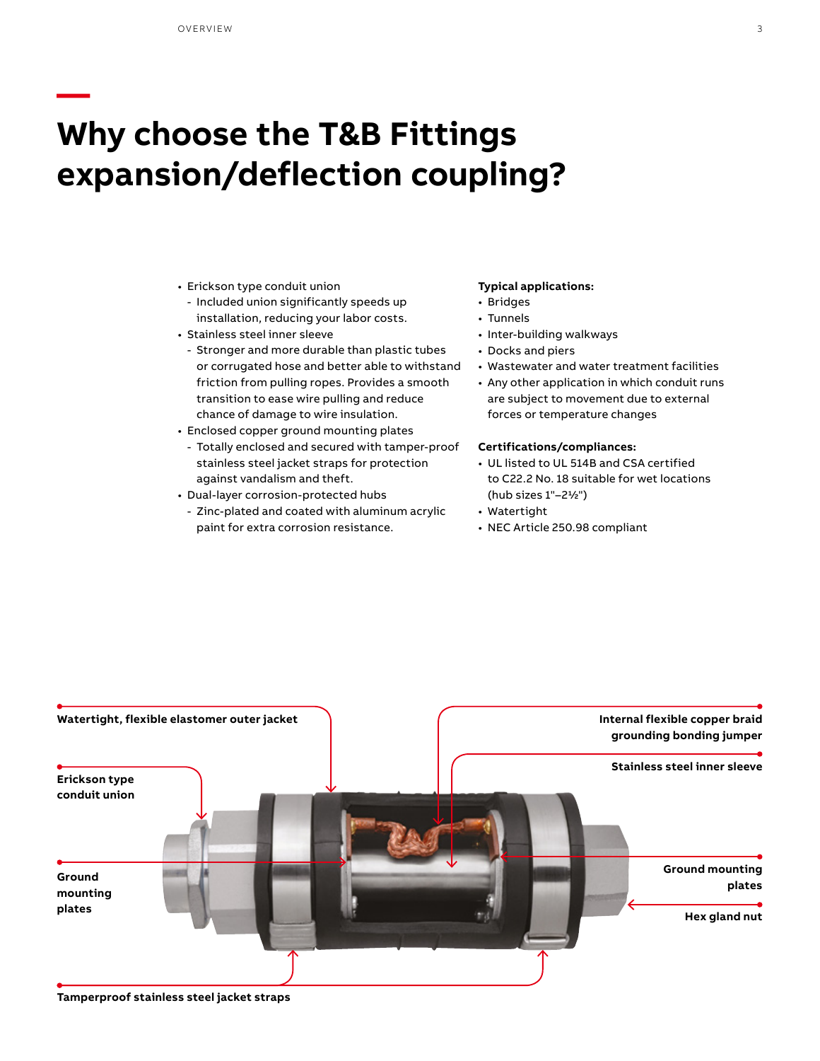# Why choose the T&B Fittings expansion/deflection coupling?

- Erickson type conduit union
  - Included union significantly speeds up installation, reducing your labor costs.
- Stainless steel inner sleeve
  - Stronger and more durable than plastic tubes or corrugated hose and better able to withstand friction from pulling ropes. Provides a smooth transition to ease wire pulling and reduce chance of damage to wire insulation.
- Enclosed copper ground mounting plates
  - Totally enclosed and secured with tamper-proof stainless steel jacket straps for protection against vandalism and theft.
- Dual-layer corrosion-protected hubs
  - Zinc-plated and coated with aluminum acrylic paint for extra corrosion resistance.

**Typical applications:**

- Bridges
- Tunnels
- Inter-building walkways
- Docks and piers
- Wastewater and water treatment facilities
- Any other application in which conduit runs are subject to movement due to external forces or temperature changes

**Certifications/compliances:**

- UL listed to UL 514B and CSA certified to C22.2 No. 18 suitable for wet locations (hub sizes 1"–2½")
- Watertight
- NEC Article 250.98 compliant

**Watertight, flexible elastomer outer jacket**

**Erickson type conduit union**

**Ground mounting plates**

**Internal flexible copper braid grounding bonding jumper**

**Stainless steel inner sleeve**

**Ground mounting plates**

**Hex gland nut**

**Tamperproof stainless steel jacket straps**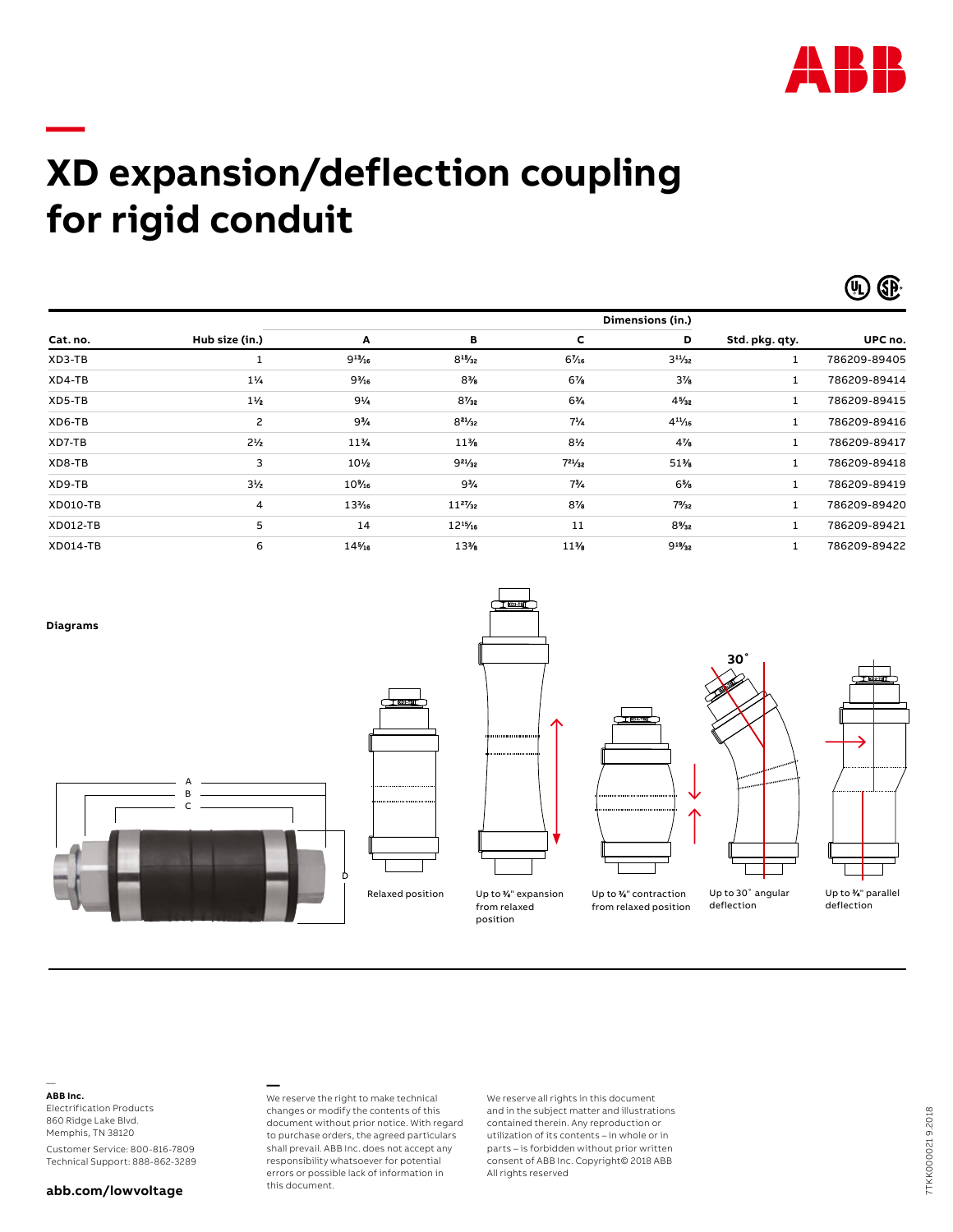# XD expansion/deflection coupling for rigid conduit

| Cat. no. | Hub size (in.) | Dimensions (in.) A | B | C | D | Std. pkg. qty. | UPC no. |
|---|---|---|---|---|---|---|---|
| XD3-TB | 1 | 9¹³⁄₁₆ | 8¹⁹⁄₃₂ | 6⁷⁄₁₆ | 3¹¹⁄₃₂ | 1 | 786209-89405 |
| XD4-TB | 1¼ | 9³⁄₁₆ | 8⅜ | 6⅞ | 3⅞ | 1 | 786209-89414 |
| XD5-TB | 1½ | 9¼ | 8⁷⁄₃₂ | 6¾ | 4⁹⁄₃₂ | 1 | 786209-89415 |
| XD6-TB | 2 | 9¾ | 8²¹⁄₃₂ | 7¼ | 4¹¹⁄₁₆ | 1 | 786209-89416 |
| XD7-TB | 2½ | 11¾ | 11⅜ | 8½ | 4⅞ | 1 | 786209-89417 |
| XD8-TB | 3 | 10½ | 9²¹⁄₃₂ | 7²¹⁄₃₂ | 51⅜ | 1 | 786209-89418 |
| XD9-TB | 3½ | 10⁹⁄₁₆ | 9¾ | 7¾ | 6⅝ | 1 | 786209-89419 |
| XD010-TB | 4 | 13³⁄₁₆ | 11²⁷⁄₃₂ | 8⅞ | 7⁹⁄₃₂ | 1 | 786209-89420 |
| XD012-TB | 5 | 14 | 12¹⁵⁄₁₆ | 11 | 8⁹⁄₃₂ | 1 | 786209-89421 |
| XD014-TB | 6 | 14⁵⁄₁₆ | 13⅜ | 11⅜ | 9¹⁹⁄₃₂ | 1 | 786209-89422 |

**Diagrams**

A
B
C
D

Relaxed position

Up to ¾" expansion from relaxed position

Up to ¾" contraction from relaxed position

30°

Up to 30° angular deflection

Up to ¾" parallel deflection

**ABB Inc.**
Electrification Products
860 Ridge Lake Blvd.
Memphis, TN 38120

Customer Service: 800-816-7809
Technical Support: 888-862-3289

**abb.com/lowvoltage**

We reserve the right to make technical changes or modify the contents of this document without prior notice. With regard to purchase orders, the agreed particulars shall prevail. ABB Inc. does not accept any responsibility whatsoever for potential errors or possible lack of information in this document.

We reserve all rights in this document and in the subject matter and illustrations contained therein. Any reproduction or utilization of its contents – in whole or in parts – is forbidden without prior written consent of ABB Inc. Copyright© 2018 ABB All rights reserved

7TKK000021 9.2018